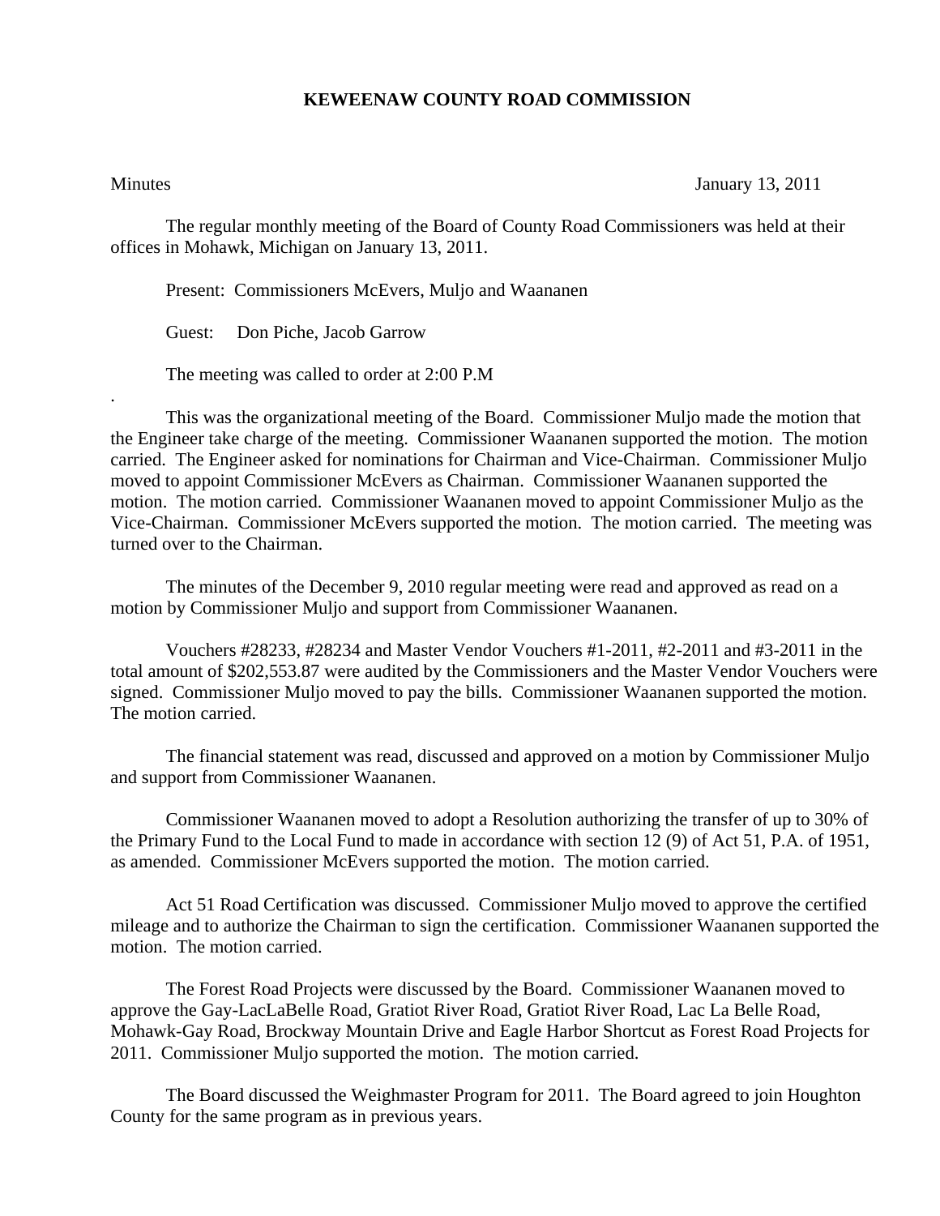# KEWEENAW COUNTY ROAD COMMISSION

Minutes January 13, 2011

The regular monthly meeting of the Board of County Road Commissioners was held at their offices in Mohawk, Michigan on January 13, 2011.

Present: Commissioners McEvers, Muljo and Waananen

Guest: Don Piche, Jacob Garrow

The meeting was called to order at 2:00 P.M

.

This was the organizational meeting of the Board. Commissioner Muljo made the motion that the Engineer take charge of the meeting. Commissioner Waananen supported the motion. The motion carried. The Engineer asked for nominations for Chairman and Vice-Chairman. Commissioner Muljo moved to appoint Commissioner McEvers as Chairman. Commissioner Waananen supported the motion. The motion carried. Commissioner Waananen moved to appoint Commissioner Muljo as the Vice-Chairman. Commissioner McEvers supported the motion. The motion carried. The meeting was turned over to the Chairman.

The minutes of the December 9, 2010 regular meeting were read and approved as read on a motion by Commissioner Muljo and support from Commissioner Waananen.

Vouchers #28233, #28234 and Master Vendor Vouchers #1-2011, #2-2011 and #3-2011 in the total amount of $202,553.87 were audited by the Commissioners and the Master Vendor Vouchers were signed. Commissioner Muljo moved to pay the bills. Commissioner Waananen supported the motion. The motion carried.

The financial statement was read, discussed and approved on a motion by Commissioner Muljo and support from Commissioner Waananen.

Commissioner Waananen moved to adopt a Resolution authorizing the transfer of up to 30% of the Primary Fund to the Local Fund to made in accordance with section 12 (9) of Act 51, P.A. of 1951, as amended. Commissioner McEvers supported the motion. The motion carried.

Act 51 Road Certification was discussed. Commissioner Muljo moved to approve the certified mileage and to authorize the Chairman to sign the certification. Commissioner Waananen supported the motion. The motion carried.

The Forest Road Projects were discussed by the Board. Commissioner Waananen moved to approve the Gay-LacLaBelle Road, Gratiot River Road, Gratiot River Road, Lac La Belle Road, Mohawk-Gay Road, Brockway Mountain Drive and Eagle Harbor Shortcut as Forest Road Projects for 2011. Commissioner Muljo supported the motion. The motion carried.

The Board discussed the Weighmaster Program for 2011. The Board agreed to join Houghton County for the same program as in previous years.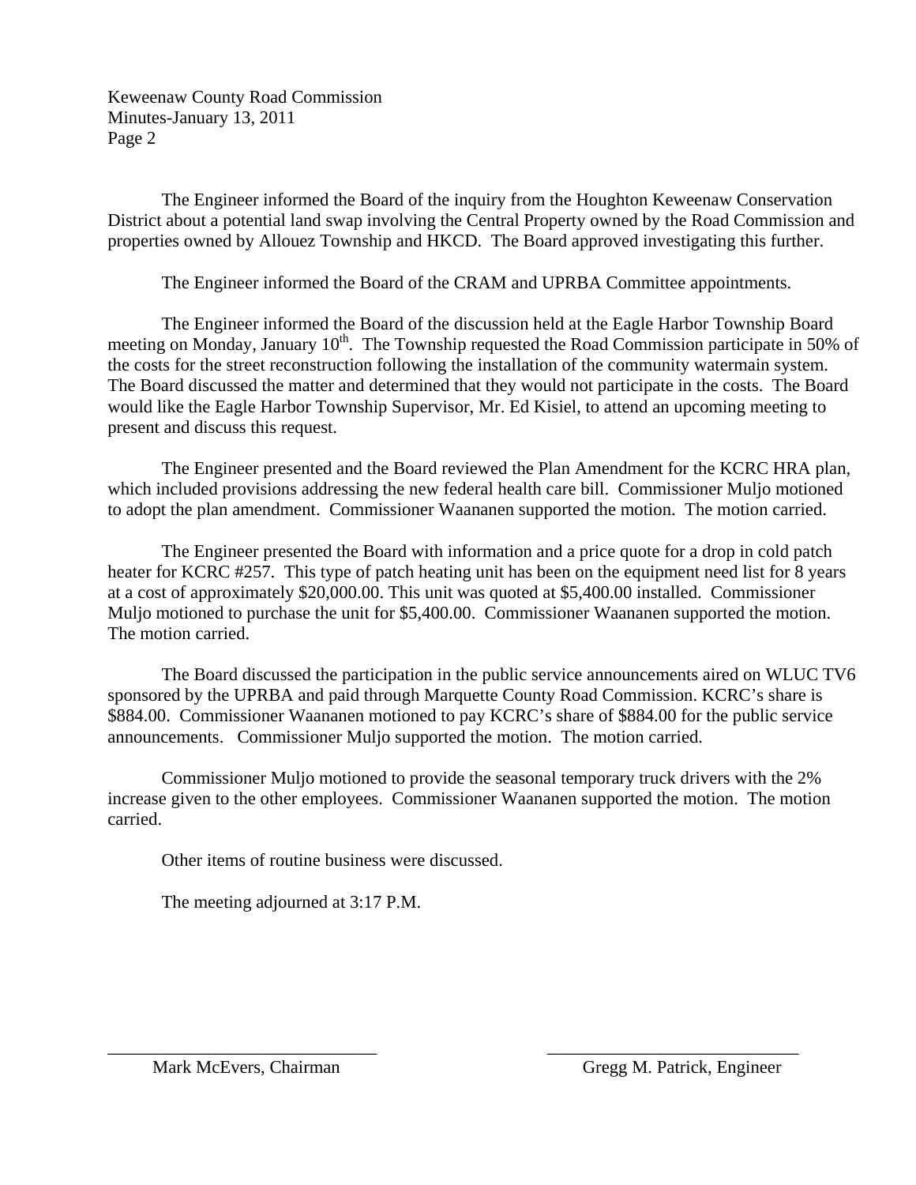The Engineer informed the Board of the inquiry from the Houghton Keweenaw Conservation District about a potential land swap involving the Central Property owned by the Road Commission and properties owned by Allouez Township and HKCD. The Board approved investigating this further.

The Engineer informed the Board of the CRAM and UPRBA Committee appointments.

The Engineer informed the Board of the discussion held at the Eagle Harbor Township Board meeting on Monday, January 10th. The Township requested the Road Commission participate in 50% of the costs for the street reconstruction following the installation of the community watermain system. The Board discussed the matter and determined that they would not participate in the costs. The Board would like the Eagle Harbor Township Supervisor, Mr. Ed Kisiel, to attend an upcoming meeting to present and discuss this request.

The Engineer presented and the Board reviewed the Plan Amendment for the KCRC HRA plan, which included provisions addressing the new federal health care bill. Commissioner Muljo motioned to adopt the plan amendment. Commissioner Waananen supported the motion. The motion carried.

The Engineer presented the Board with information and a price quote for a drop in cold patch heater for KCRC #257. This type of patch heating unit has been on the equipment need list for 8 years at a cost of approximately $20,000.00. This unit was quoted at $5,400.00 installed. Commissioner Muljo motioned to purchase the unit for $5,400.00. Commissioner Waananen supported the motion. The motion carried.

The Board discussed the participation in the public service announcements aired on WLUC TV6 sponsored by the UPRBA and paid through Marquette County Road Commission. KCRC's share is $884.00. Commissioner Waananen motioned to pay KCRC's share of $884.00 for the public service announcements. Commissioner Muljo supported the motion. The motion carried.

Commissioner Muljo motioned to provide the seasonal temporary truck drivers with the 2% increase given to the other employees. Commissioner Waananen supported the motion. The motion carried.

Other items of routine business were discussed.

The meeting adjourned at 3:17 P.M.

\_\_\_\_\_\_\_\_\_\_\_\_\_\_\_\_\_\_\_\_\_\_\_\_\_\_\_\_\_\_
Mark McEvers, Chairman

\_\_\_\_\_\_\_\_\_\_\_\_\_\_\_\_\_\_\_\_\_\_\_\_\_\_\_\_\_\_
Gregg M. Patrick, Engineer